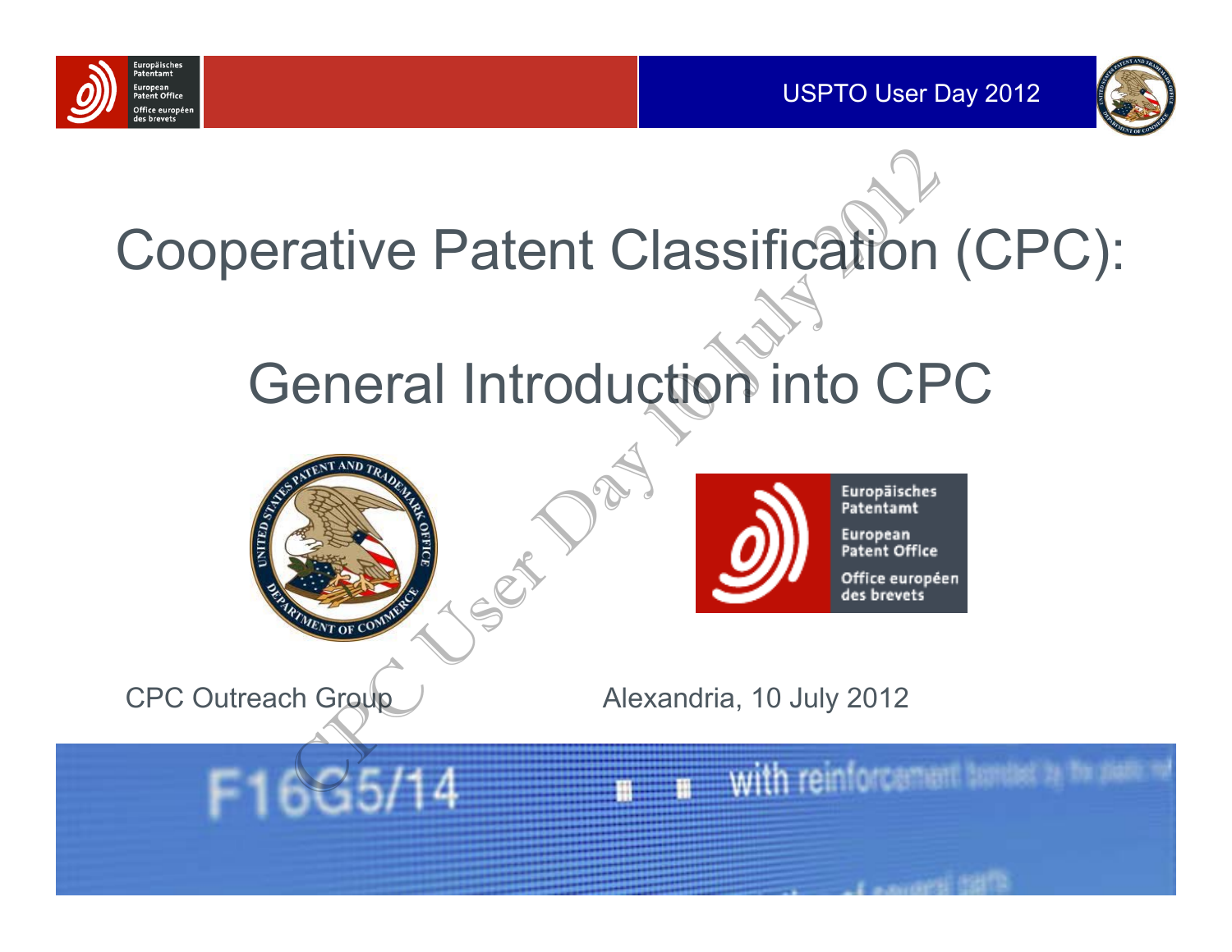# Cooperative Patent Classification (CPC):

## General Introduction into CPC

CPC Outreach Group

Alexandria, 10 July 2012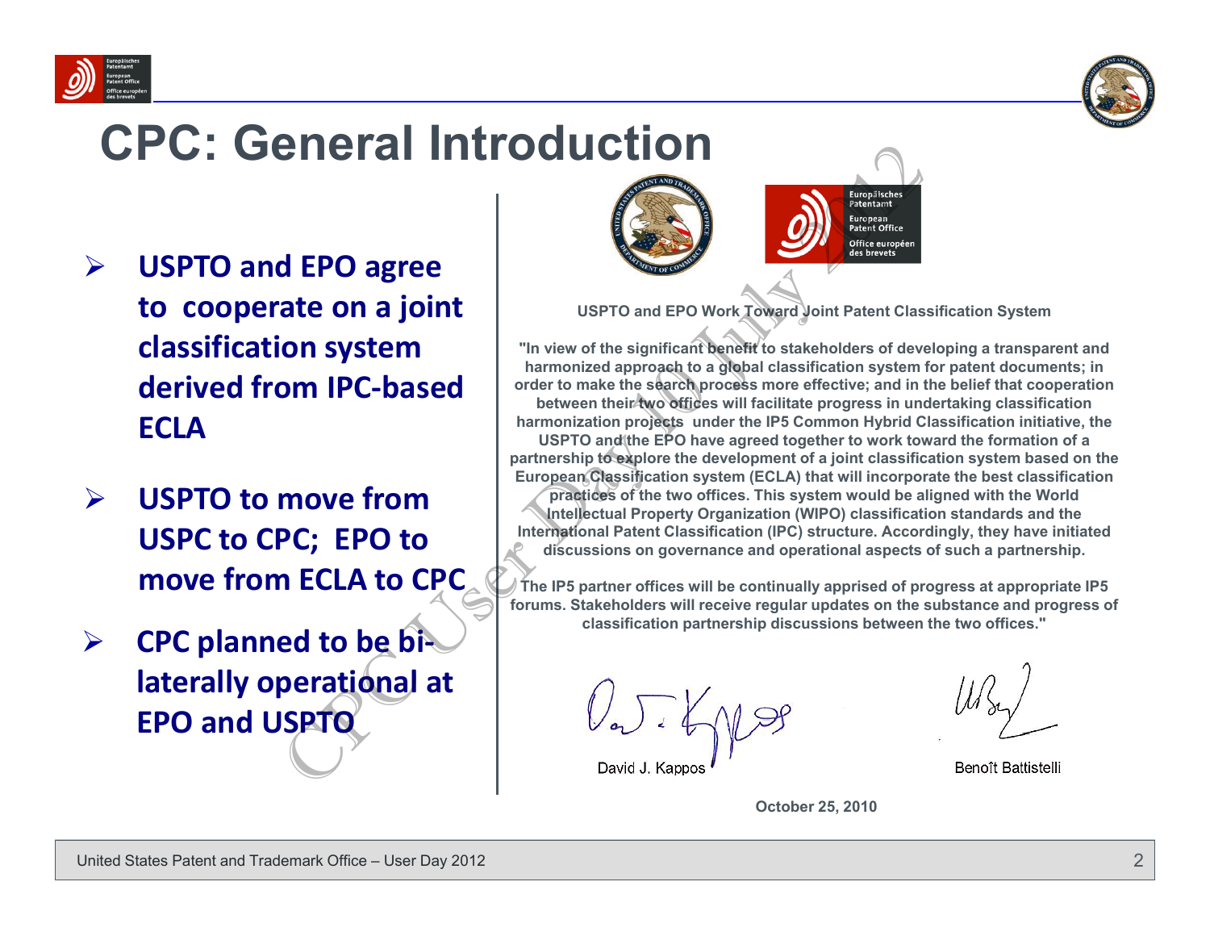# CPC: General Introduction

- **USPTO and EPO agree to cooperate on a joint classification system derived from IPC-based ECLA**
- **USPTO to move from USPC to CPC; EPO to move from ECLA to CPC**
- **CPC planned to be bi-laterally operational at EPO and USPTO**

**USPTO and EPO Work Toward Joint Patent Classification System**

**"In view of the significant benefit to stakeholders of developing a transparent and harmonized approach to a global classification system for patent documents; in order to make the search process more effective; and in the belief that cooperation between their two offices will facilitate progress in undertaking classification harmonization projects under the IP5 Common Hybrid Classification initiative, the USPTO and the EPO have agreed together to work toward the formation of a partnership to explore the development of a joint classification system based on the European Classification system (ECLA) that will incorporate the best classification practices of the two offices. This system would be aligned with the World Intellectual Property Organization (WIPO) classification standards and the International Patent Classification (IPC) structure. Accordingly, they have initiated discussions on governance and operational aspects of such a partnership.**

**The IP5 partner offices will be continually apprised of progress at appropriate IP5 forums. Stakeholders will receive regular updates on the substance and progress of classification partnership discussions between the two offices."**

David J. Kappos

Benoît Battistelli

**October 25, 2010**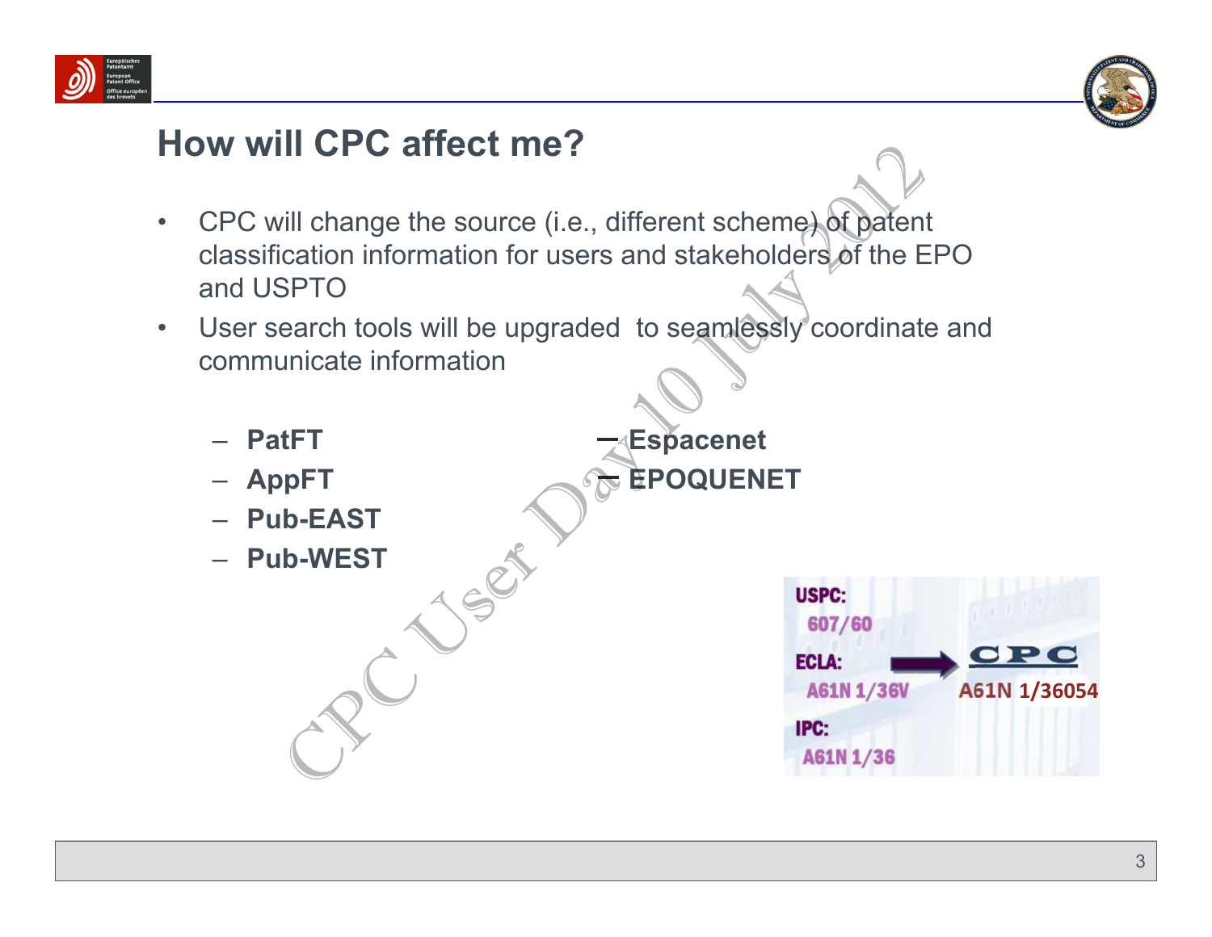# How will CPC affect me?

- CPC will change the source (i.e., different scheme) of patent classification information for users and stakeholders of the EPO and USPTO
- User search tools will be upgraded to seamlessly coordinate and communicate information

  - **PatFT**
  - **AppFT**
  - **Pub-EAST**
  - **Pub-WEST**
  - **Espacenet**
  - **EPOQUENET**

USPC:
607/60

ECLA:
A61N 1/36V

IPC:
A61N 1/36

CPC
A61N 1/36054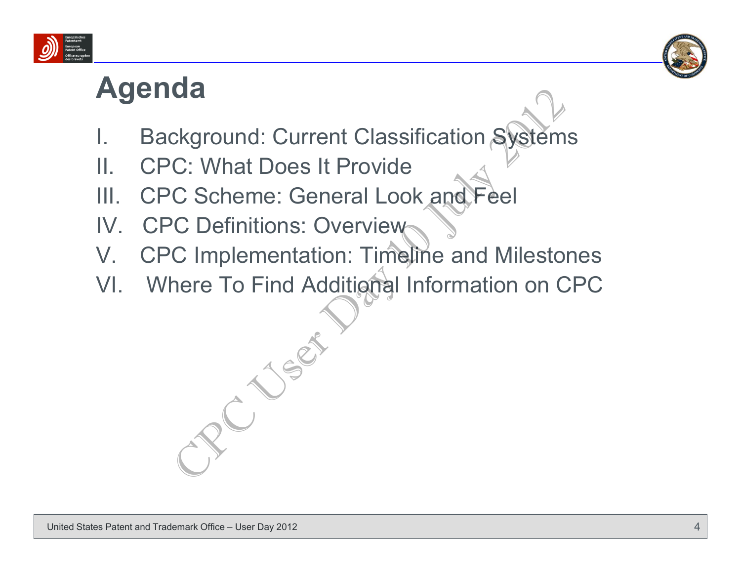# Agenda

I. Background: Current Classification Systems
II. CPC: What Does It Provide
III. CPC Scheme: General Look and Feel
IV. CPC Definitions: Overview
V. CPC Implementation: Timeline and Milestones
VI. Where To Find Additional Information on CPC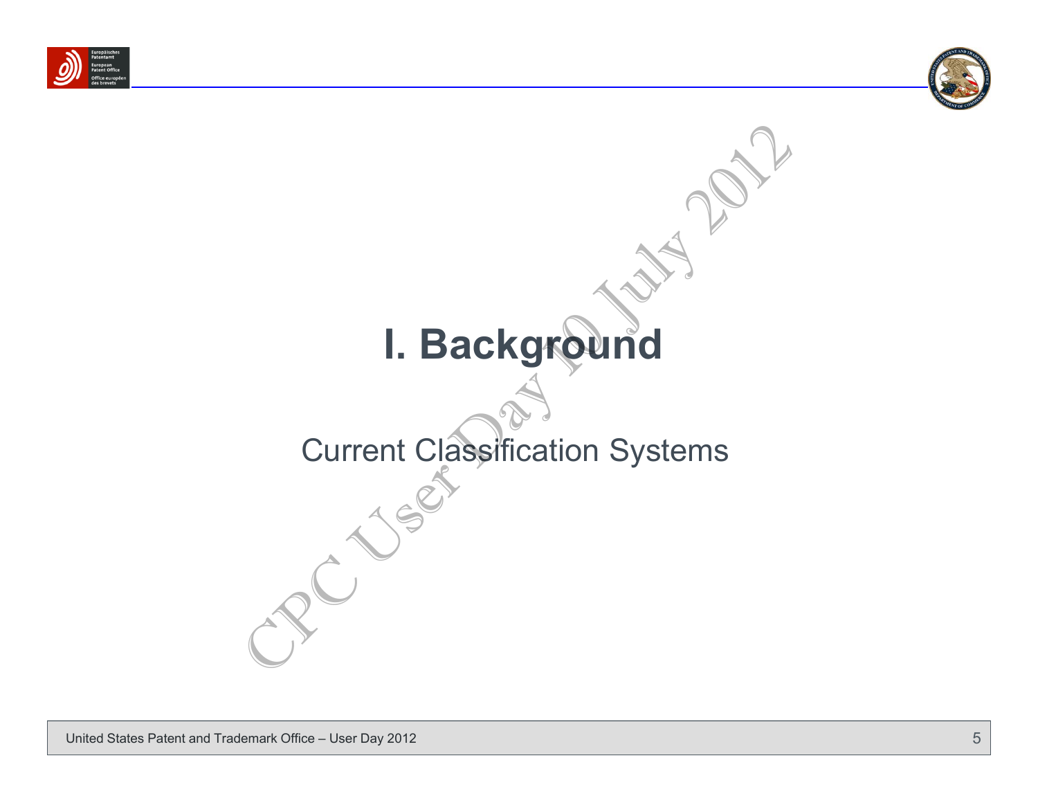# I. Background

Current Classification Systems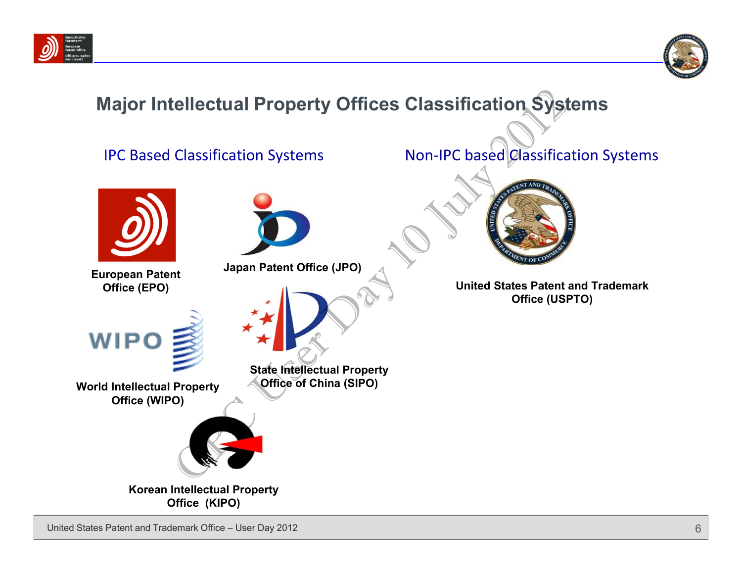# Major Intellectual Property Offices Classification Systems

## IPC Based Classification Systems

- European Patent Office (EPO)
- Japan Patent Office (JPO)
- World Intellectual Property Office (WIPO)
- State Intellectual Property Office of China (SIPO)
- Korean Intellectual Property Office (KIPO)

## Non-IPC based Classification Systems

- United States Patent and Trademark Office (USPTO)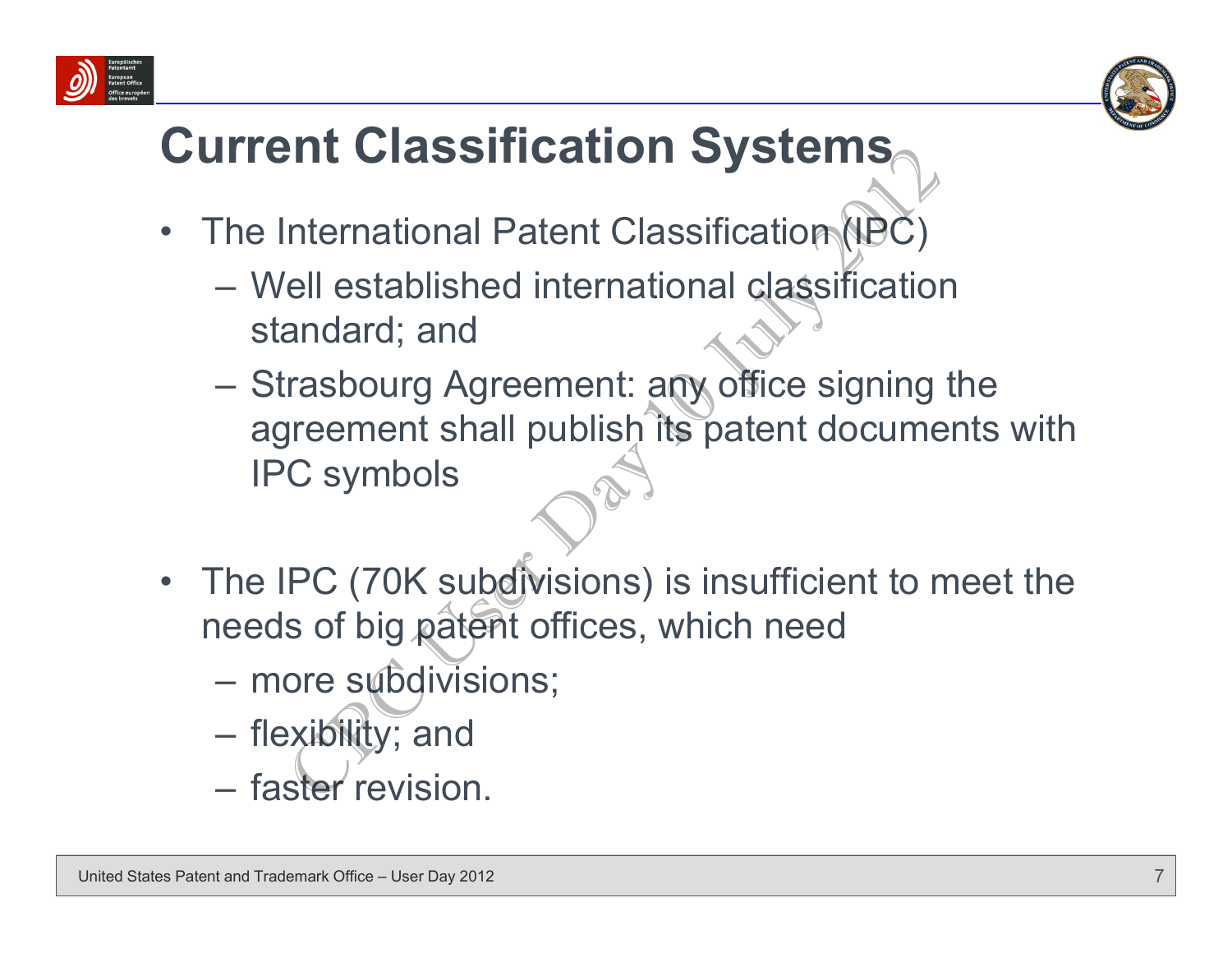# Current Classification Systems

- The International Patent Classification (IPC)
  - Well established international classification standard; and
  - Strasbourg Agreement: any office signing the agreement shall publish its patent documents with IPC symbols

- The IPC (70K subdivisions) is insufficient to meet the needs of big patent offices, which need
  - more subdivisions;
  - flexibility; and
  - faster revision.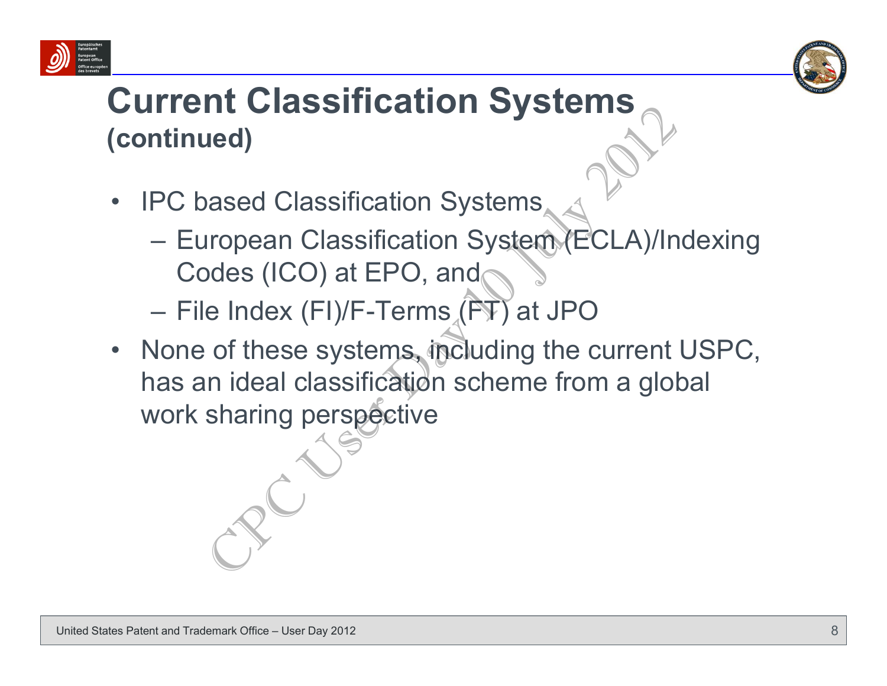# Current Classification Systems
**(continued)**

- IPC based Classification Systems
  - European Classification System (ECLA)/Indexing Codes (ICO) at EPO, and
  - File Index (FI)/F-Terms (FT) at JPO
- None of these systems, including the current USPC, has an ideal classification scheme from a global work sharing perspective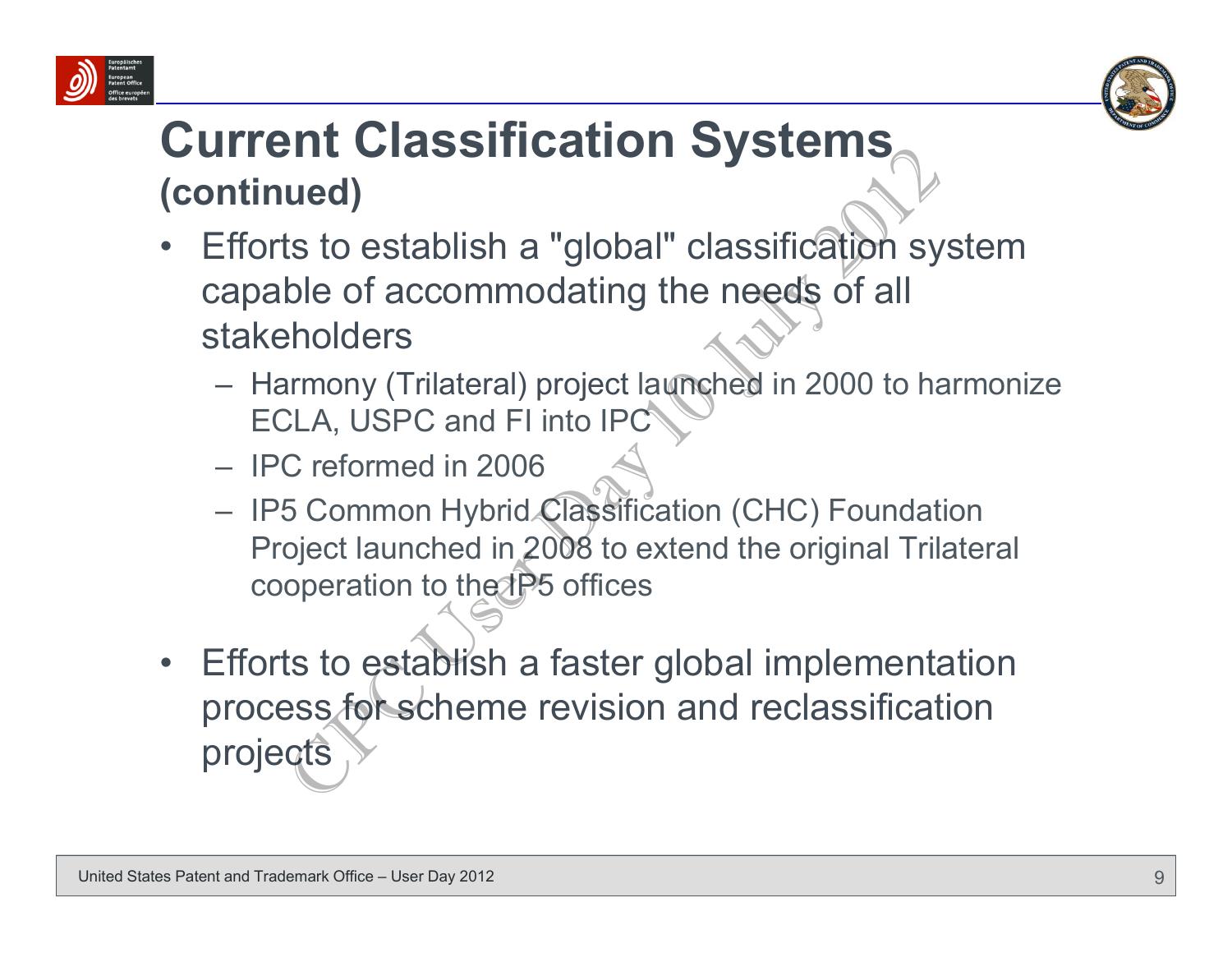# Current Classification Systems (continued)

- Efforts to establish a "global" classification system capable of accommodating the needs of all stakeholders
  - Harmony (Trilateral) project launched in 2000 to harmonize ECLA, USPC and FI into IPC
  - IPC reformed in 2006
  - IP5 Common Hybrid Classification (CHC) Foundation Project launched in 2008 to extend the original Trilateral cooperation to the IP5 offices
- Efforts to establish a faster global implementation process for scheme revision and reclassification projects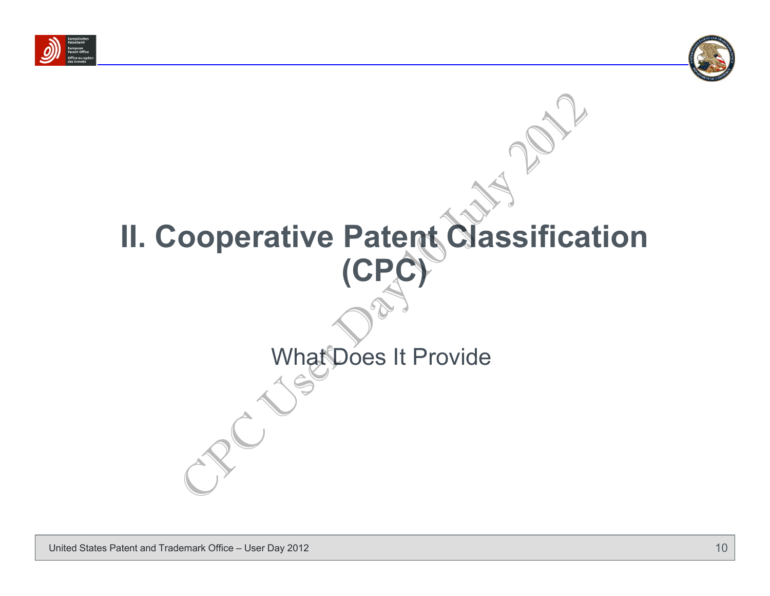# II. Cooperative Patent Classification (CPC)

What Does It Provide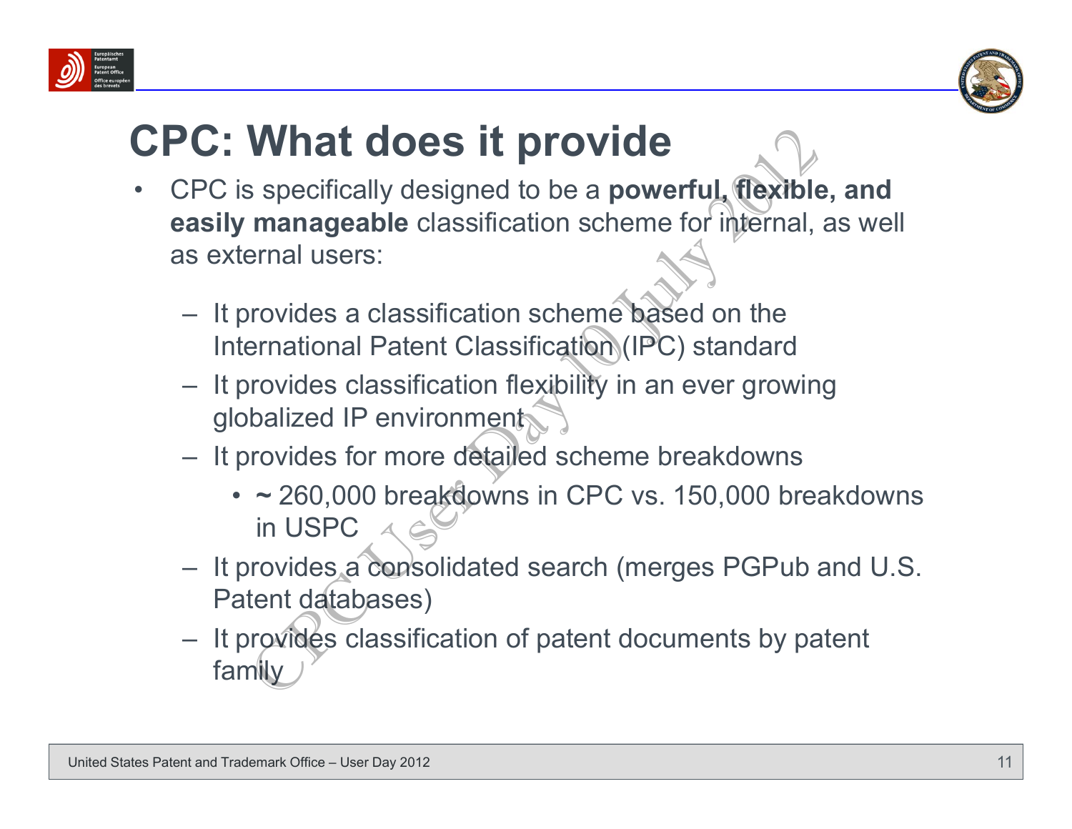# CPC: What does it provide

- CPC is specifically designed to be a **powerful, flexible, and easily manageable** classification scheme for internal, as well as external users:
  - It provides a classification scheme based on the International Patent Classification (IPC) standard
  - It provides classification flexibility in an ever growing globalized IP environment
  - It provides for more detailed scheme breakdowns
    - ~ 260,000 breakdowns in CPC vs. 150,000 breakdowns in USPC
  - It provides a consolidated search (merges PGPub and U.S. Patent databases)
  - It provides classification of patent documents by patent family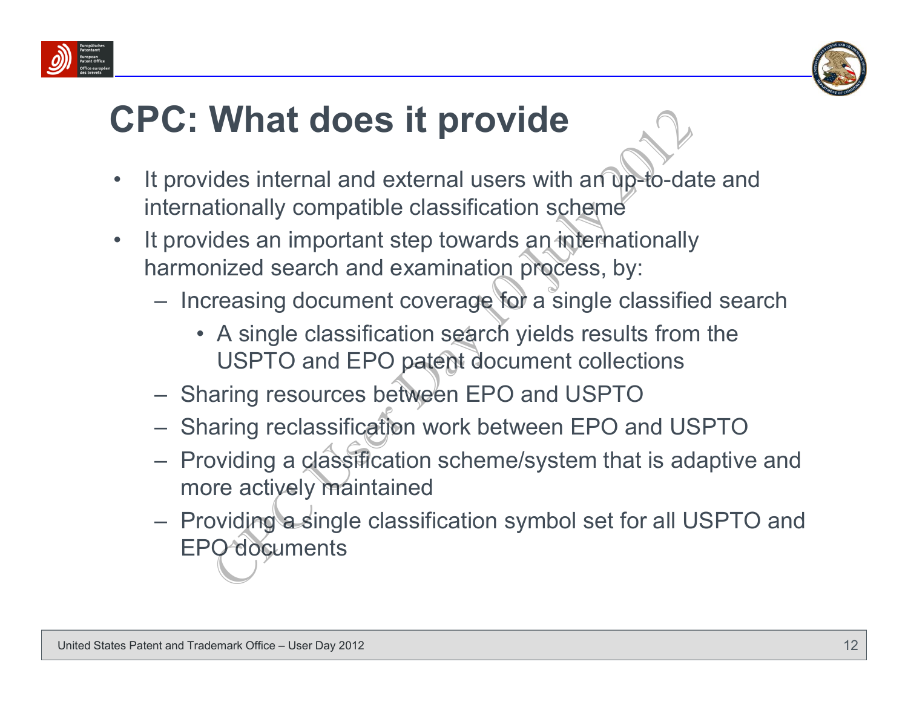# CPC: What does it provide

- It provides internal and external users with an up-to-date and internationally compatible classification scheme
- It provides an important step towards an internationally harmonized search and examination process, by:
  - Increasing document coverage for a single classified search
    - A single classification search yields results from the USPTO and EPO patent document collections
  - Sharing resources between EPO and USPTO
  - Sharing reclassification work between EPO and USPTO
  - Providing a classification scheme/system that is adaptive and more actively maintained
  - Providing a single classification symbol set for all USPTO and EPO documents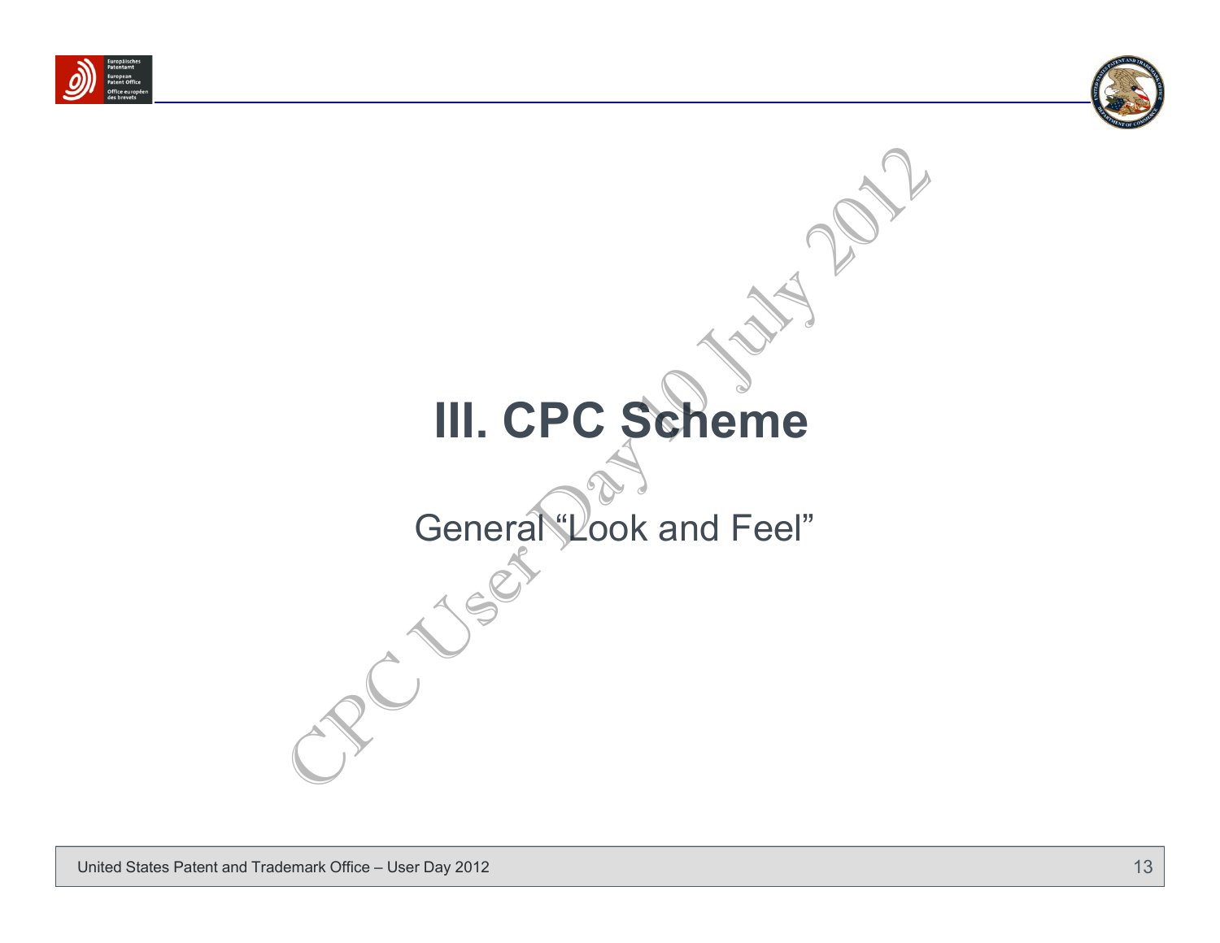# III. CPC Scheme

General "Look and Feel"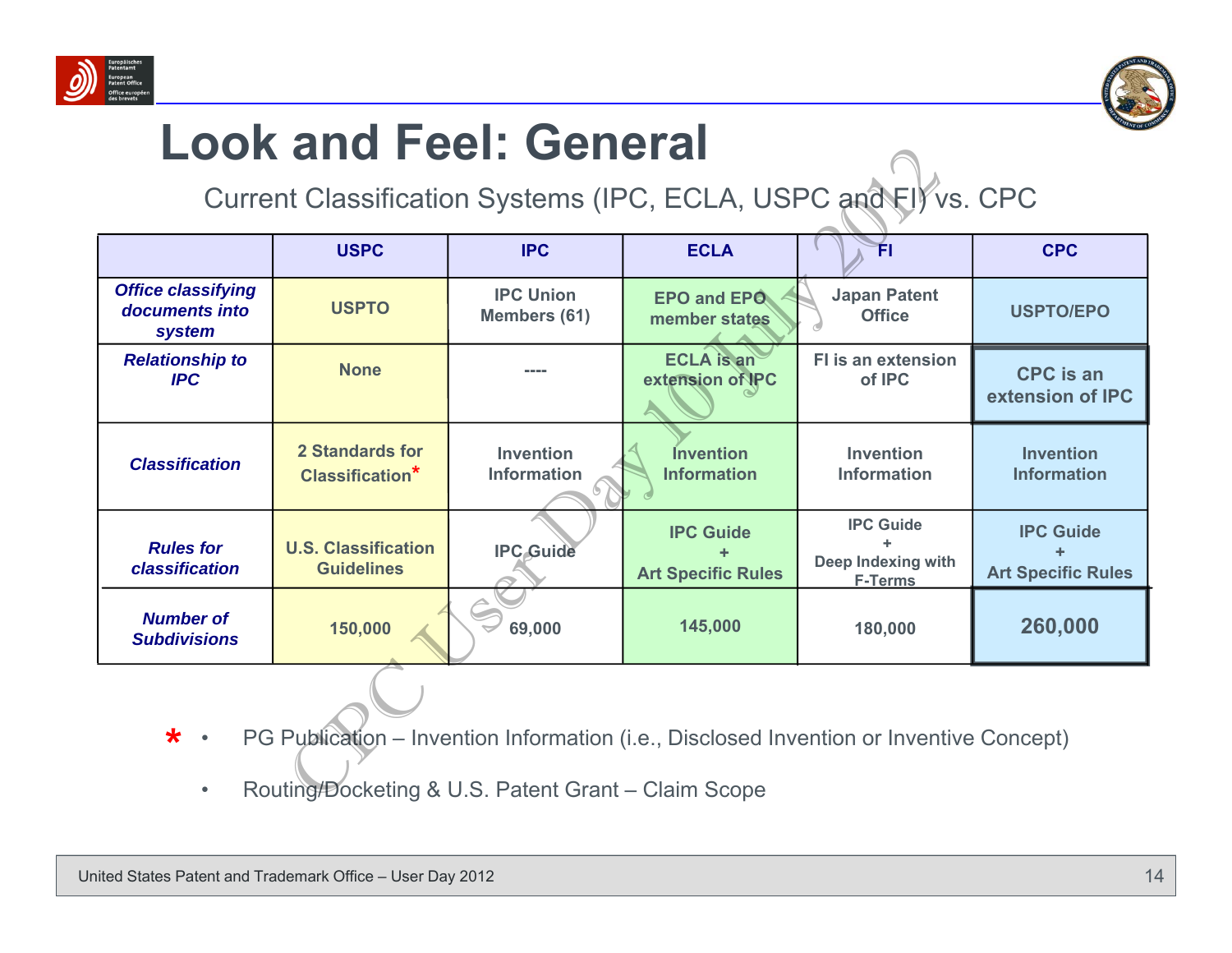# Look and Feel: General

Current Classification Systems (IPC, ECLA, USPC and FI) vs. CPC

| | USPC | IPC | ECLA | FI | CPC |
|---|---|---|---|---|---|
| *Office classifying documents into system* | USPTO | IPC Union Members (61) | EPO and EPO member states | Japan Patent Office | USPTO/EPO |
| *Relationship to IPC* | None | ---- | ECLA is an extension of IPC | FI is an extension of IPC | CPC is an extension of IPC |
| *Classification* | 2 Standards for Classification* | Invention Information | Invention Information | Invention Information | Invention Information |
| *Rules for classification* | U.S. Classification Guidelines | IPC Guide | IPC Guide + Art Specific Rules | IPC Guide + Deep Indexing with F-Terms | IPC Guide + Art Specific Rules |
| *Number of Subdivisions* | 150,000 | 69,000 | 145,000 | 180,000 | 260,000 |

\* 
- PG Publication – Invention Information (i.e., Disclosed Invention or Inventive Concept)
- Routing/Docketing & U.S. Patent Grant – Claim Scope

CPC User Day 10 July 2012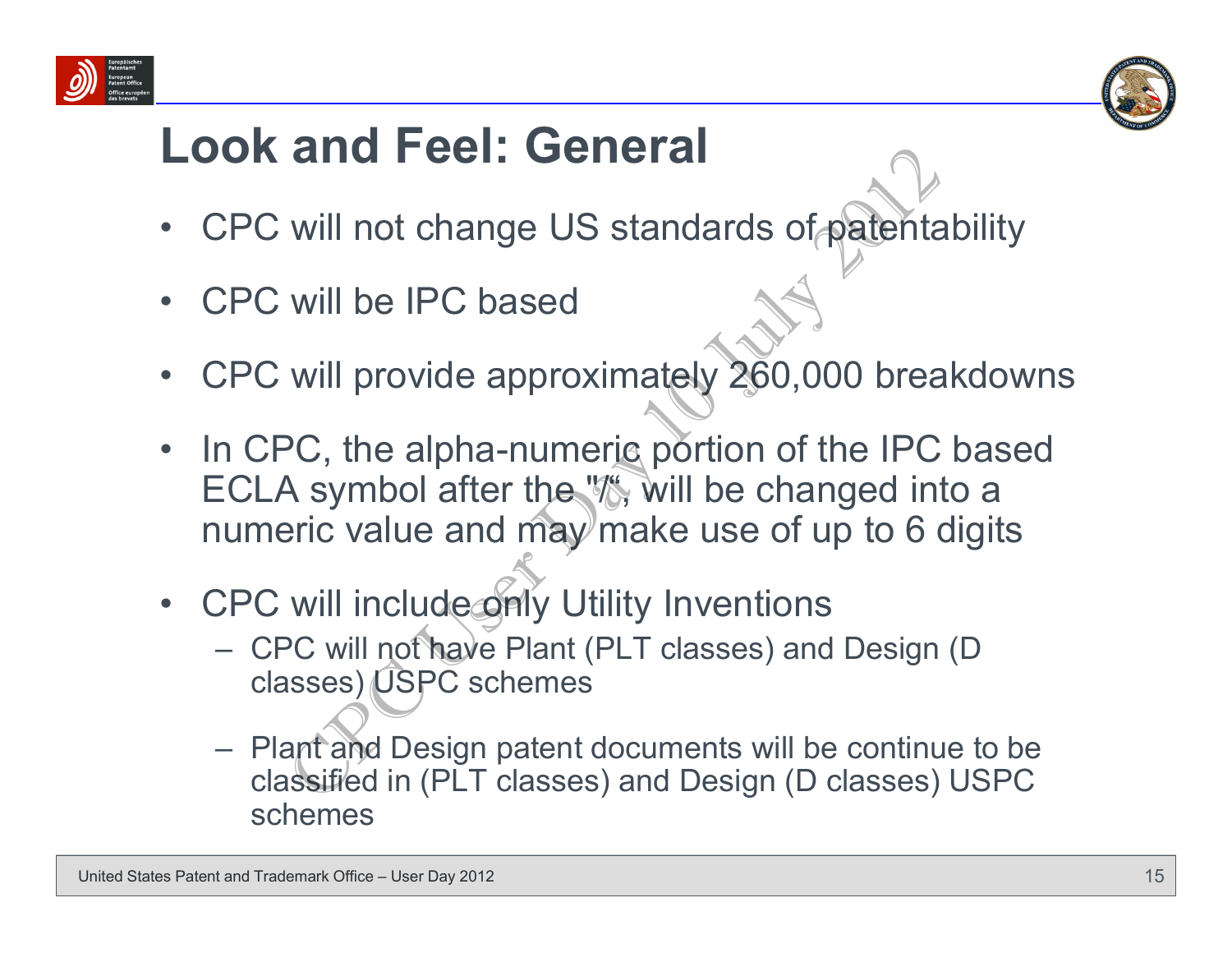# Look and Feel: General

- CPC will not change US standards of patentability
- CPC will be IPC based
- CPC will provide approximately 260,000 breakdowns
- In CPC, the alpha-numeric portion of the IPC based ECLA symbol after the "/", will be changed into a numeric value and may make use of up to 6 digits
- CPC will include only Utility Inventions
  - CPC will not have Plant (PLT classes) and Design (D classes) USPC schemes
  - Plant and Design patent documents will be continue to be classified in (PLT classes) and Design (D classes) USPC schemes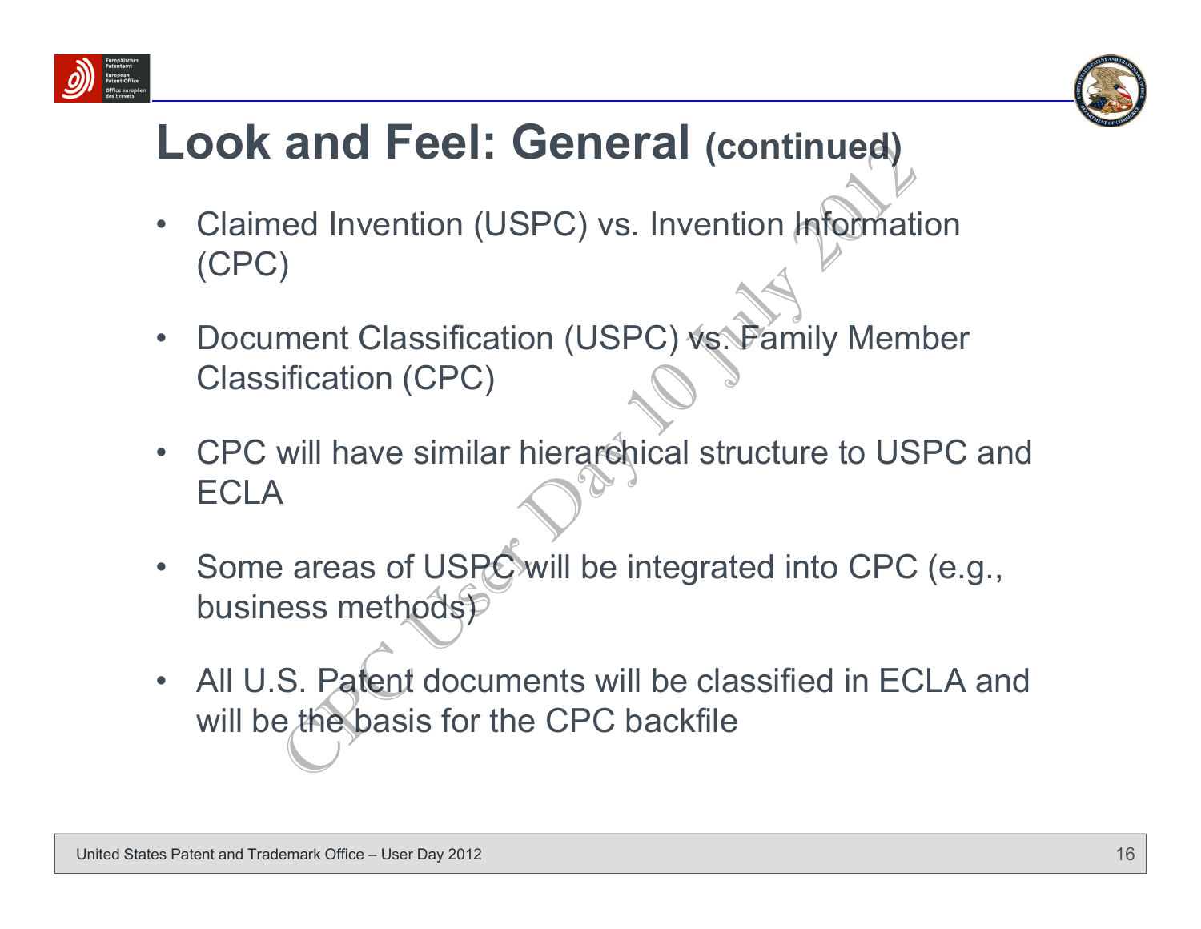# Look and Feel: General (continued)

- Claimed Invention (USPC) vs. Invention Information (CPC)
- Document Classification (USPC) vs. Family Member Classification (CPC)
- CPC will have similar hierarchical structure to USPC and ECLA
- Some areas of USPC will be integrated into CPC (e.g., business methods)
- All U.S. Patent documents will be classified in ECLA and will be the basis for the CPC backfile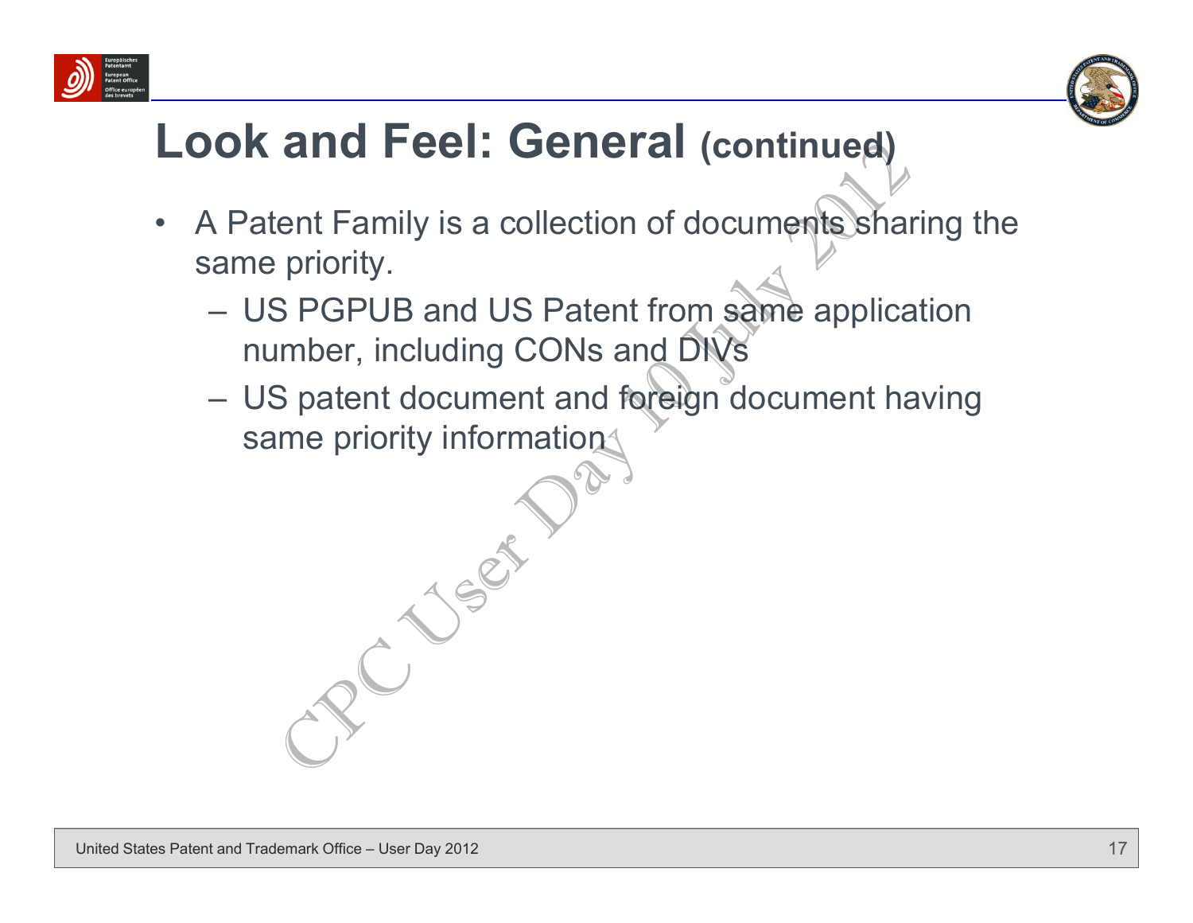# Look and Feel: General (continued)

- A Patent Family is a collection of documents sharing the same priority.
  - US PGPUB and US Patent from same application number, including CONs and DIVs
  - US patent document and foreign document having same priority information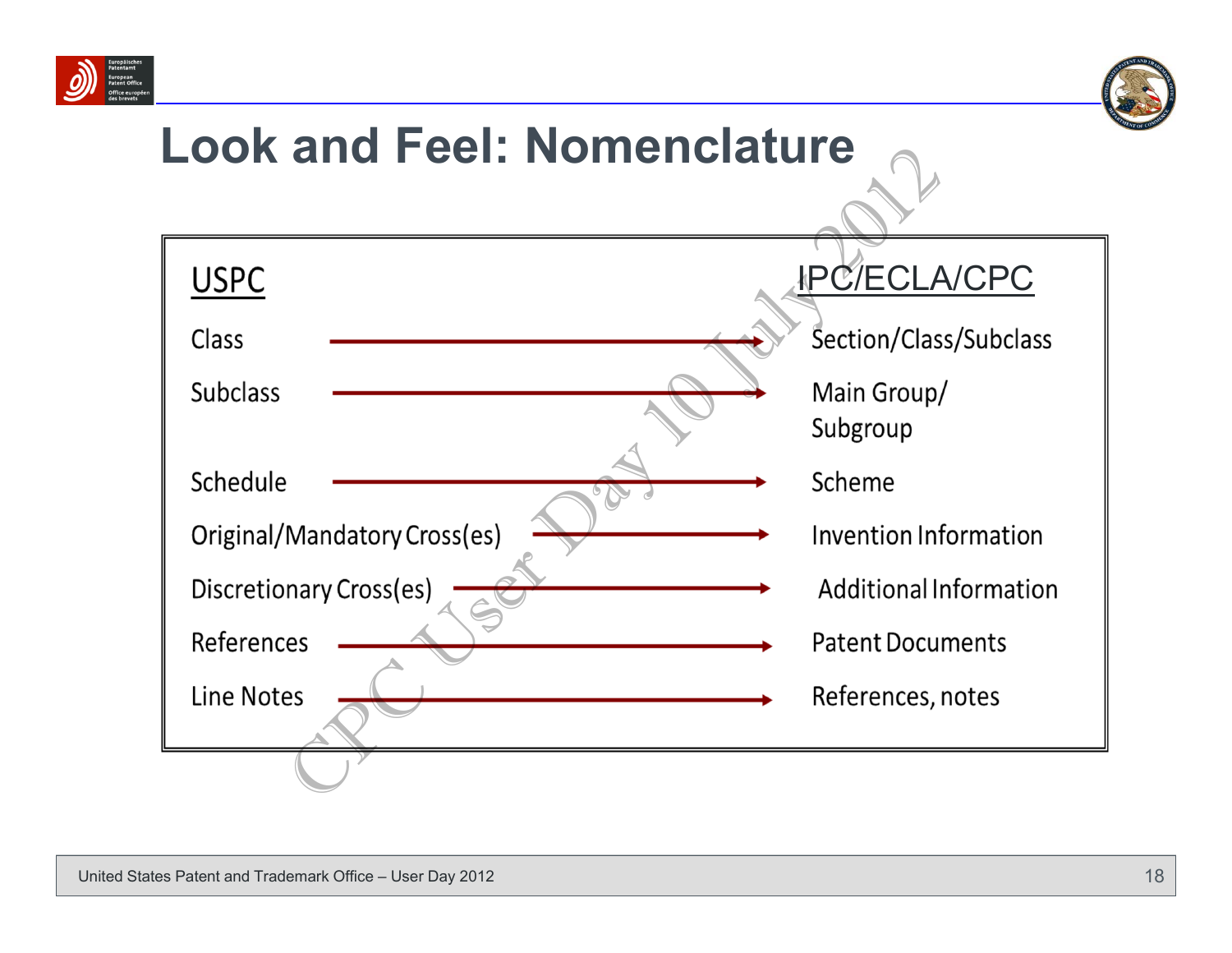# Look and Feel: Nomenclature

| USPC | IPC/ECLA/CPC |
| --- | --- |
| Class | Section/Class/Subclass |
| Subclass | Main Group/ Subgroup |
| Schedule | Scheme |
| Original/Mandatory Cross(es) | Invention Information |
| Discretionary Cross(es) | Additional Information |
| References | Patent Documents |
| Line Notes | References, notes |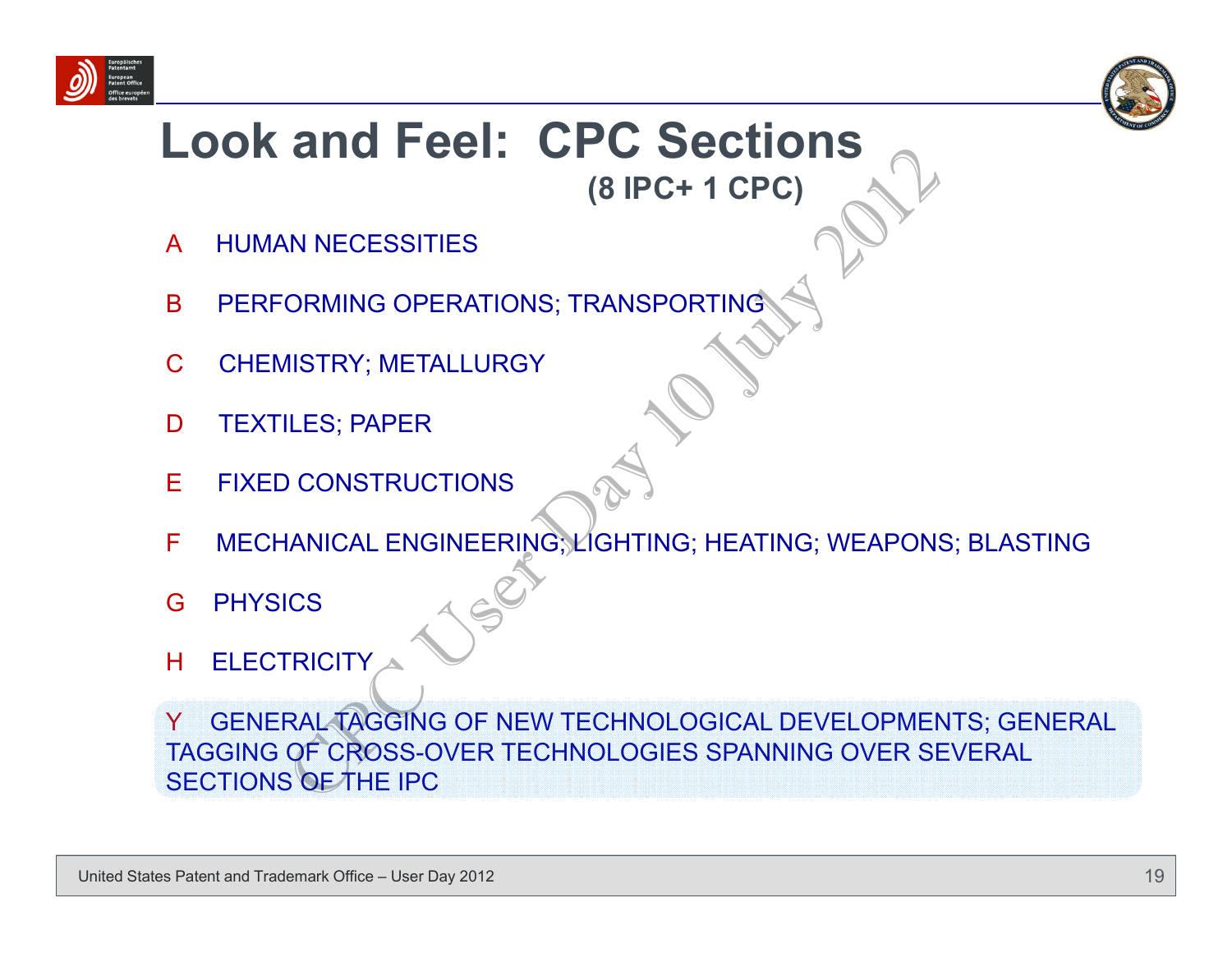# Look and Feel: CPC Sections

**(8 IPC+ 1 CPC)**

- A HUMAN NECESSITIES
- B PERFORMING OPERATIONS; TRANSPORTING
- C CHEMISTRY; METALLURGY
- D TEXTILES; PAPER
- E FIXED CONSTRUCTIONS
- F MECHANICAL ENGINEERING; LIGHTING; HEATING; WEAPONS; BLASTING
- G PHYSICS
- H ELECTRICITY
- Y GENERAL TAGGING OF NEW TECHNOLOGICAL DEVELOPMENTS; GENERAL TAGGING OF CROSS-OVER TECHNOLOGIES SPANNING OVER SEVERAL SECTIONS OF THE IPC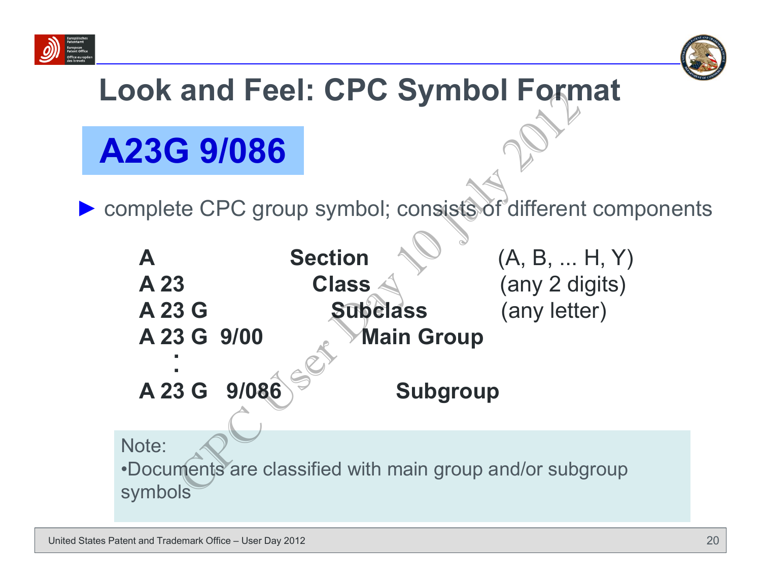# Look and Feel: CPC Symbol Format

**A23G 9/086**

- complete CPC group symbol; consists of different components

| | | |
|---|---|---|
| **A** | **Section** | (A, B, ... H, Y) |
| **A 23** | **Class** | (any 2 digits) |
| **A 23 G** | **Subclass** | (any letter) |
| **A 23 G 9/00** | **Main Group** | |
| **:** | | |
| **A 23 G 9/086** | **Subgroup** | |

Note:
- Documents are classified with main group and/or subgroup symbols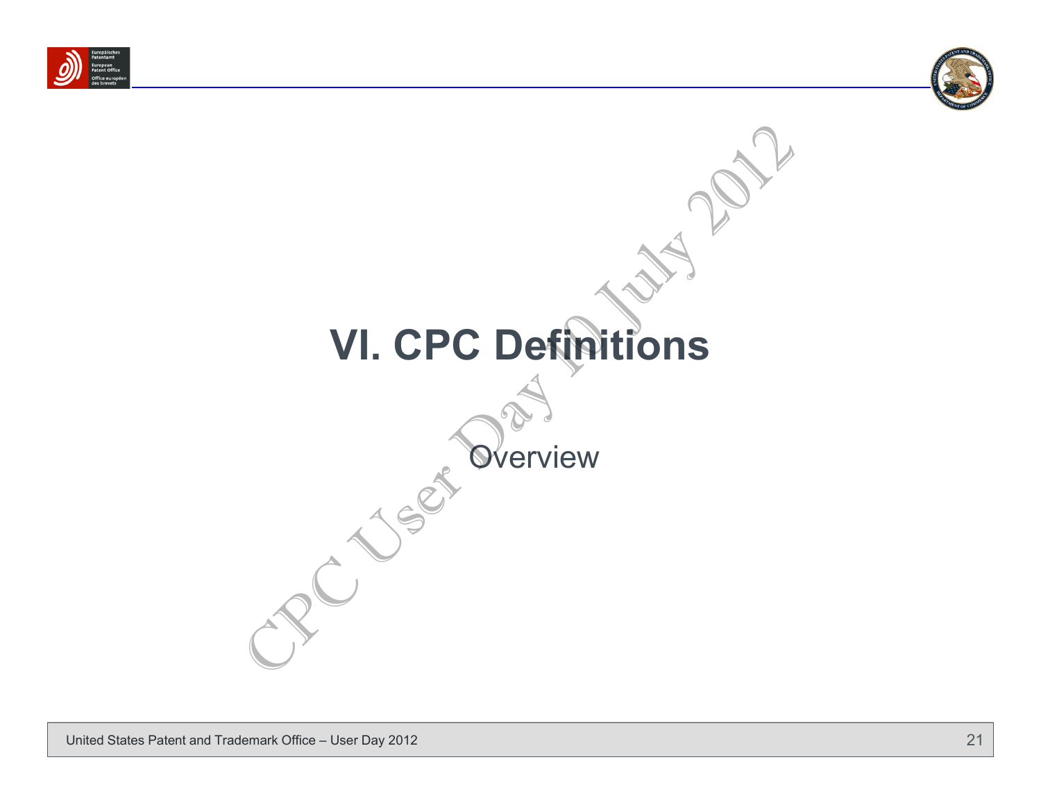# VI. CPC Definitions

Overview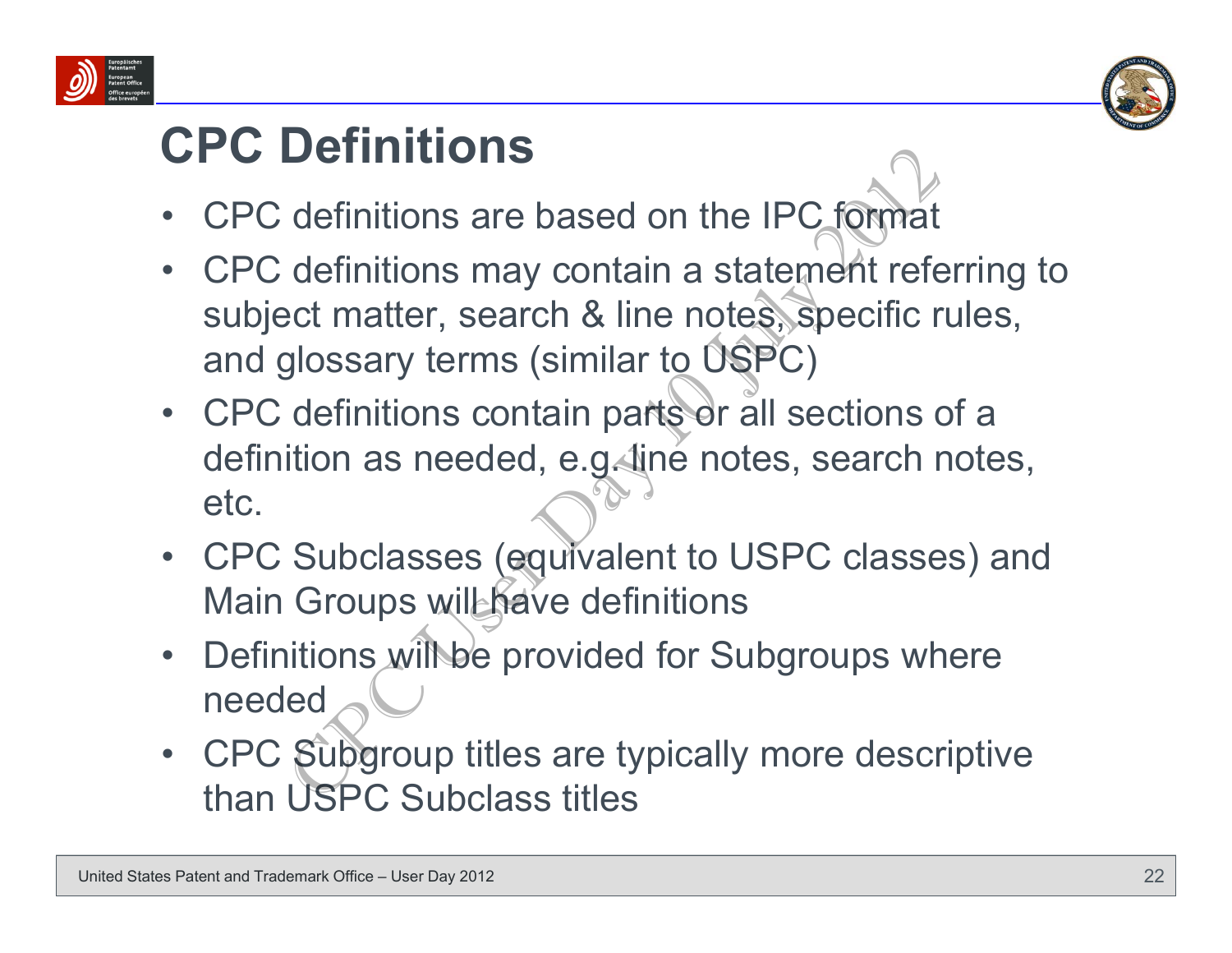# CPC Definitions

- CPC definitions are based on the IPC format
- CPC definitions may contain a statement referring to subject matter, search & line notes, specific rules, and glossary terms (similar to USPC)
- CPC definitions contain parts or all sections of a definition as needed, e.g. line notes, search notes, etc.
- CPC Subclasses (equivalent to USPC classes) and Main Groups will have definitions
- Definitions will be provided for Subgroups where needed
- CPC Subgroup titles are typically more descriptive than USPC Subclass titles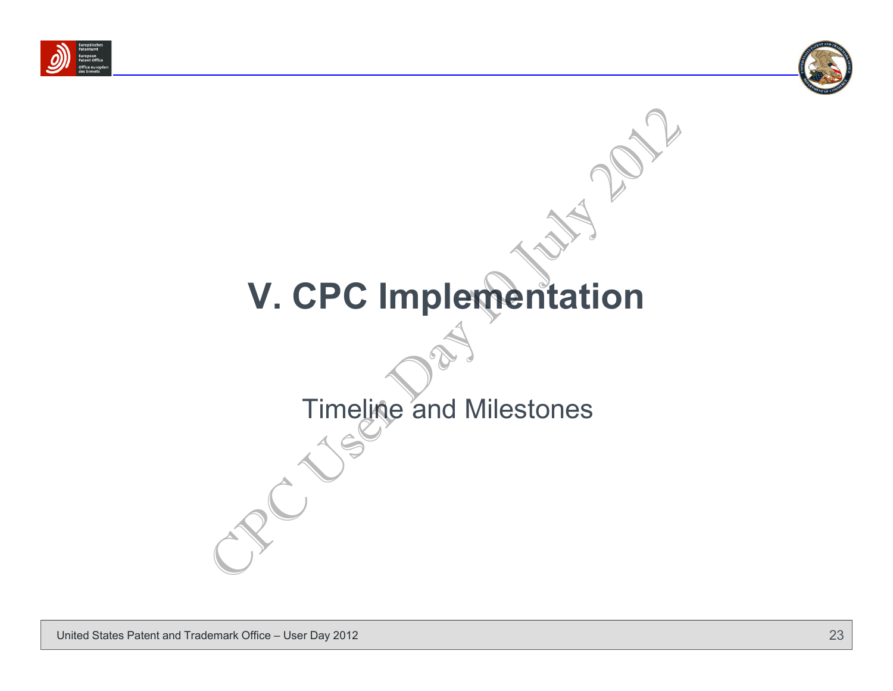# V. CPC Implementation

Timeline and Milestones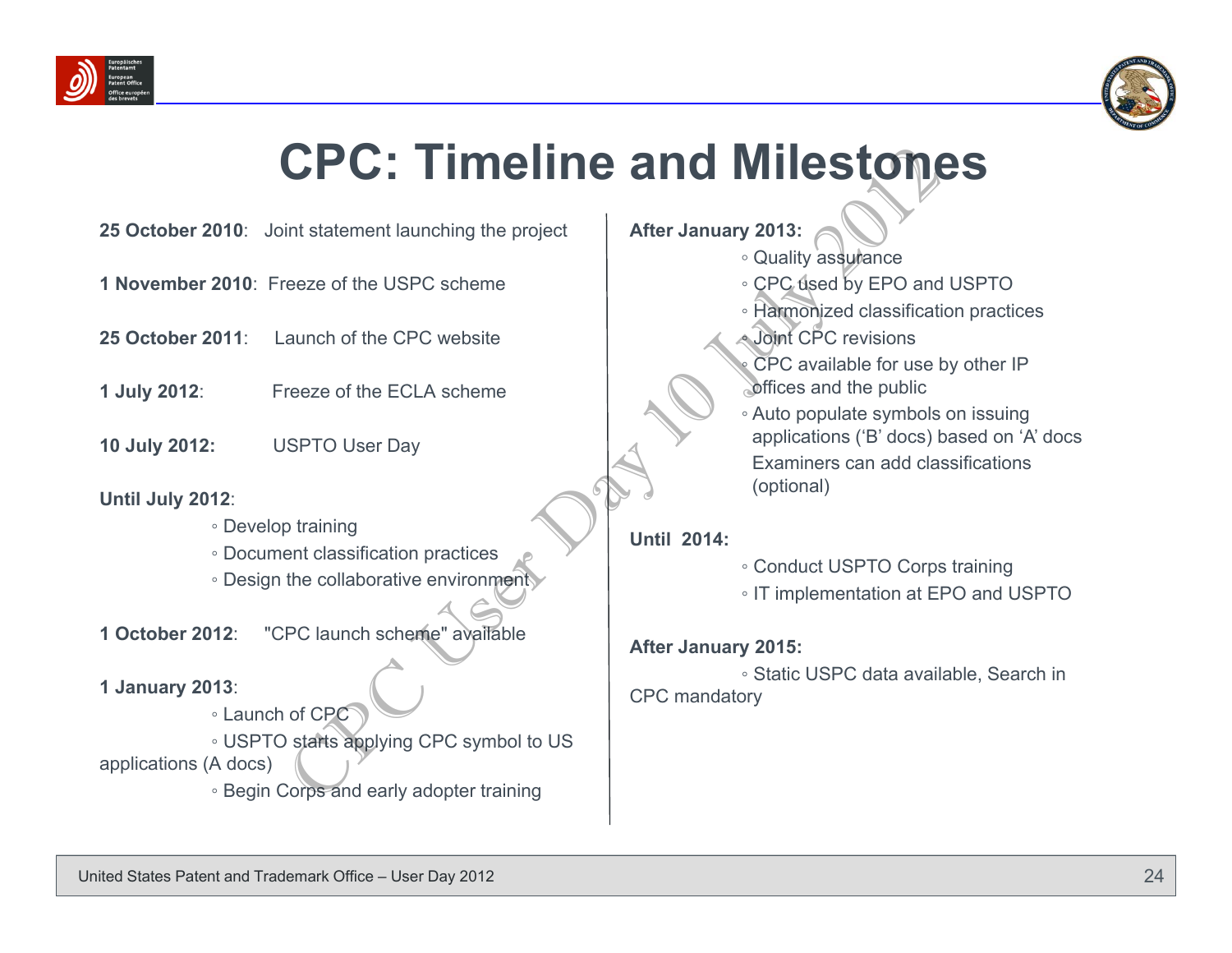# CPC: Timeline and Milestones

**25 October 2010**: Joint statement launching the project

**1 November 2010**: Freeze of the USPC scheme

**25 October 2011**: Launch of the CPC website

**1 July 2012**: Freeze of the ECLA scheme

**10 July 2012:** USPTO User Day

**Until July 2012**:

- Develop training
- Document classification practices
- Design the collaborative environment

**1 October 2012**: "CPC launch scheme" available

**1 January 2013**:

- Launch of CPC
- USPTO starts applying CPC symbol to US applications (A docs)
- Begin Corps and early adopter training

**After January 2013:**

- Quality assurance
- CPC used by EPO and USPTO
- Harmonized classification practices
- Joint CPC revisions
- CPC available for use by other IP offices and the public
- Auto populate symbols on issuing applications ('B' docs) based on 'A' docs Examiners can add classifications (optional)

**Until 2014:**

- Conduct USPTO Corps training
- IT implementation at EPO and USPTO

**After January 2015:**

- Static USPC data available, Search in CPC mandatory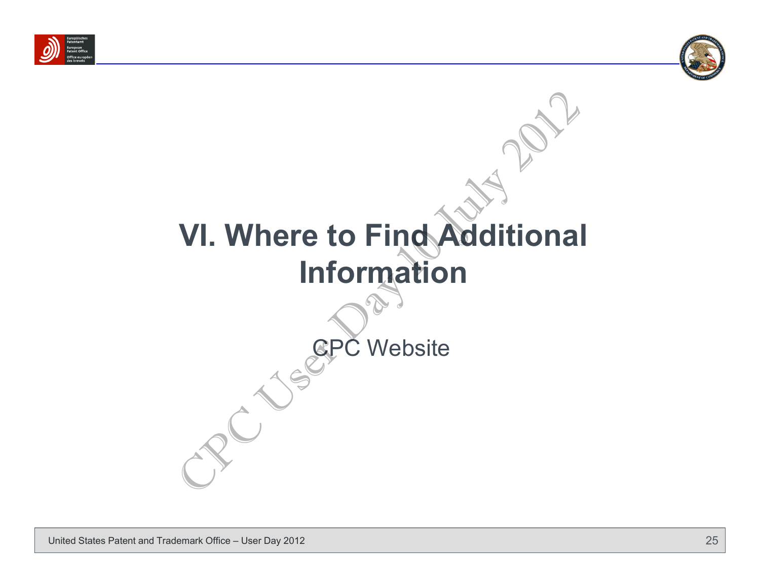# VI. Where to Find Additional Information

CPC Website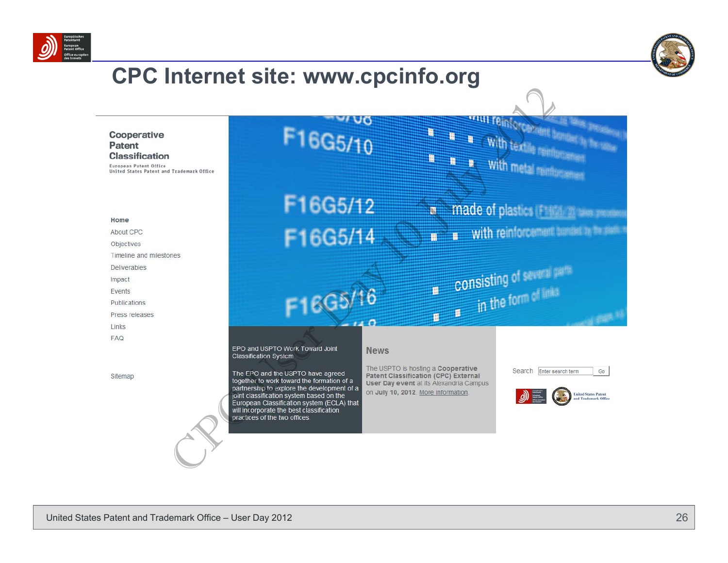# CPC Internet site: www.cpcinfo.org

**Cooperative Patent Classification**

European Patent Office
United States Patent and Trademark Office

- **Home**
- About CPC
- Objectives
- Timeline and milestones
- Deliverables
- Impact
- Events
- Publications
- Press releases
- Links
- FAQ

Sitemap

F16G5/10 — with reinforcement bonded by the rubber; with textile reinforcement; with metal reinforcement

F16G5/12 — made of plastics

F16G5/14 — with reinforcement bonded by the plastic

F16G5/16 — consisting of several parts; in the form of links

EPO and USPTO Work Toward Joint Classification System

The EPO and the USPTO have agreed together to work toward the formation of a partnership to explore the development of a joint classification system based on the European Classification system (ECLA) that will incorporate the best classification practices of the two offices.

## News

The USPTO is hosting a **Cooperative Patent Classification (CPC) External User Day event** at its Alexandria Campus on **July 10, 2012**. More information.

Search [Enter search term] Go

CPC User Day 10 July 2012

United States Patent and Trademark Office – User Day 2012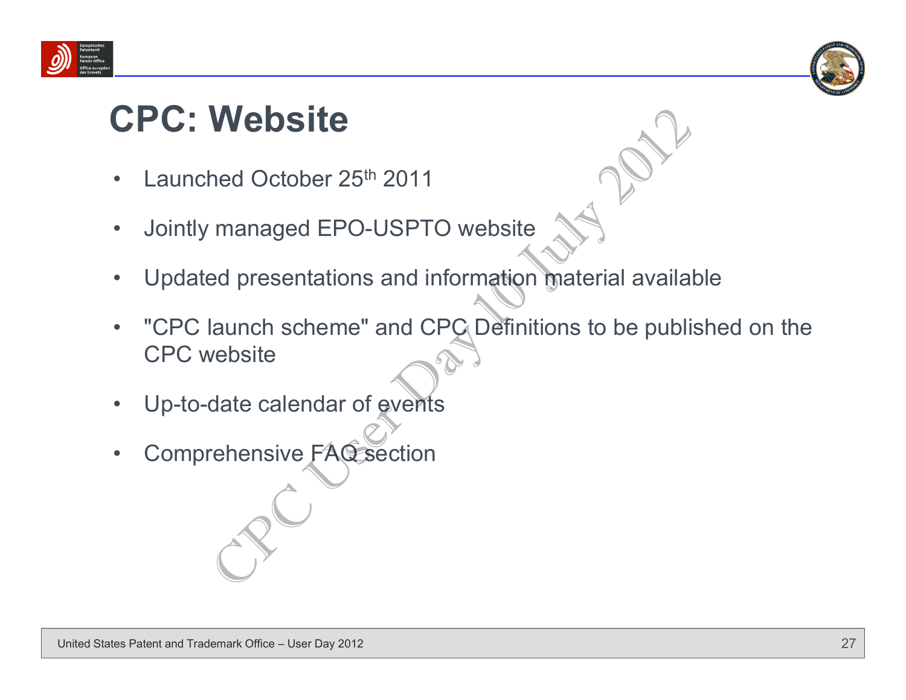# CPC: Website

- Launched October 25th 2011
- Jointly managed EPO-USPTO website
- Updated presentations and information material available
- "CPC launch scheme" and CPC Definitions to be published on the CPC website
- Up-to-date calendar of events
- Comprehensive FAQ section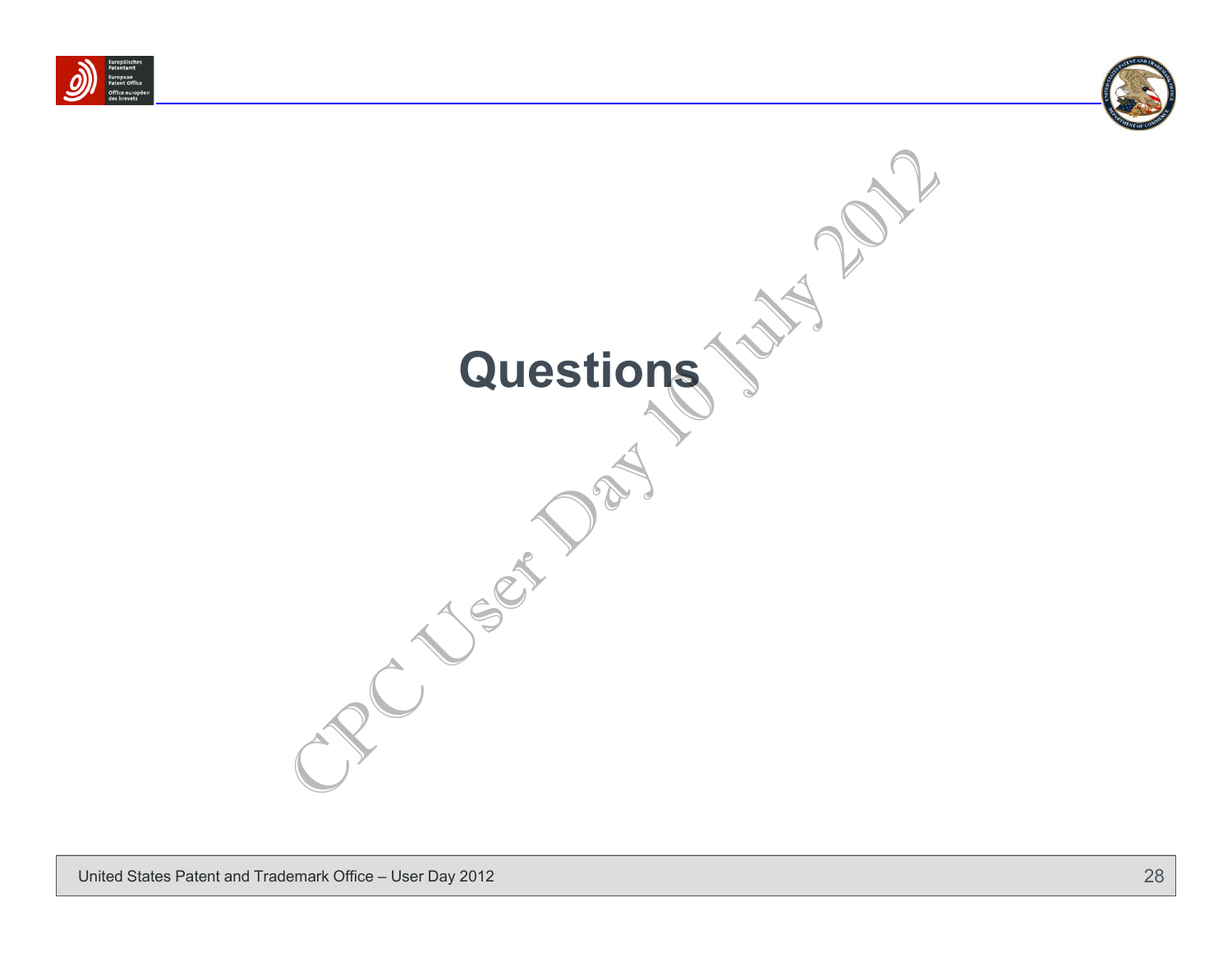# Questions